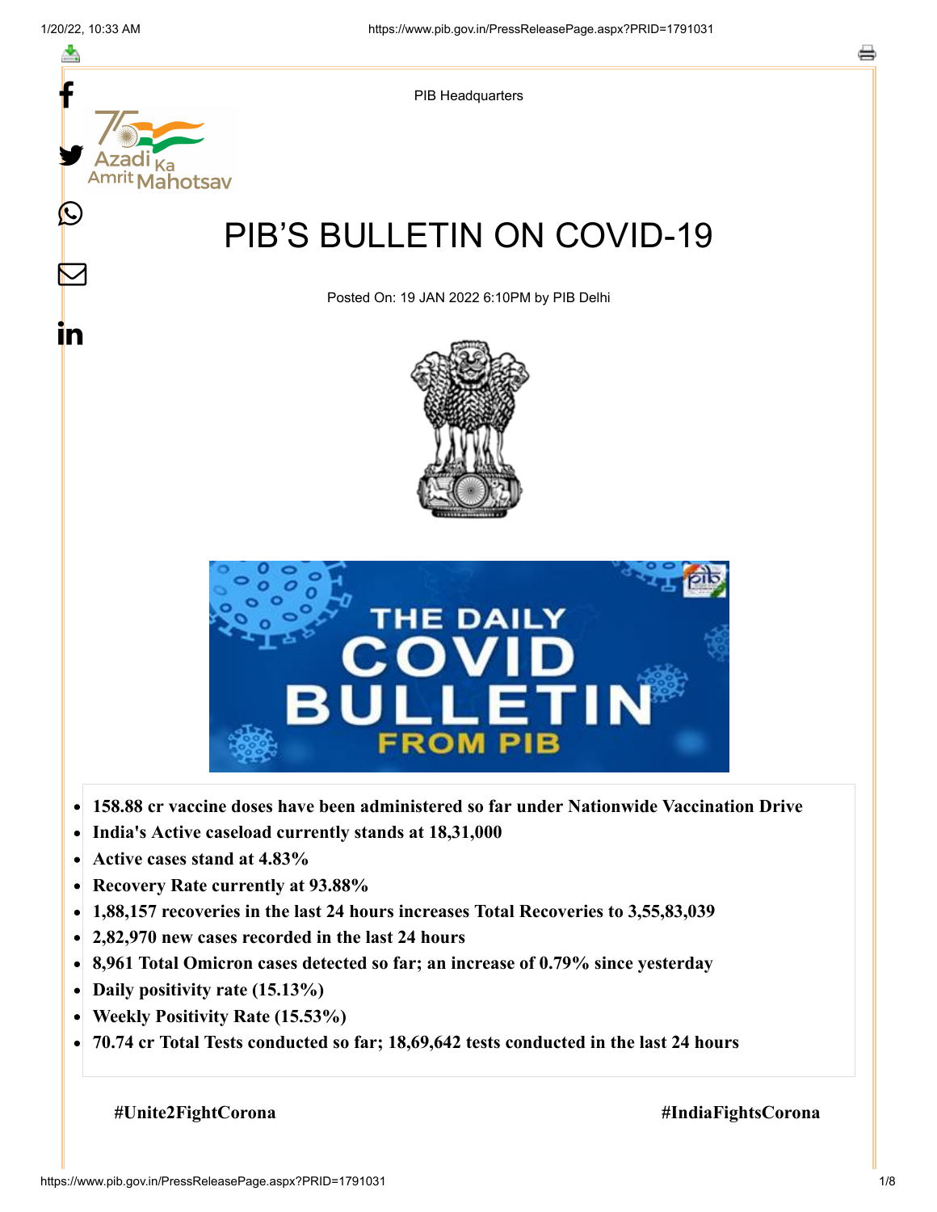PIB Headquarters

# PIB'S BULLETIN ON COVID-19

Posted On: 19 JAN 2022 6:10PM by PIB Delhi

- **158.88 cr vaccine doses have been administered so far under Nationwide Vaccination Drive**
- **India's Active caseload currently stands at 18,31,000**
- **Active cases stand at 4.83%**
- **Recovery Rate currently at 93.88%**
- **1,88,157 recoveries in the last 24 hours increases Total Recoveries to 3,55,83,039**
- **2,82,970 new cases recorded in the last 24 hours**
- **8,961 Total Omicron cases detected so far; an increase of 0.79% since yesterday**
- **Daily positivity rate (15.13%)**
- **Weekly Positivity Rate (15.53%)**
- **70.74 cr Total Tests conducted so far; 18,69,642 tests conducted in the last 24 hours**

**#Unite2FightCorona** **#IndiaFightsCorona**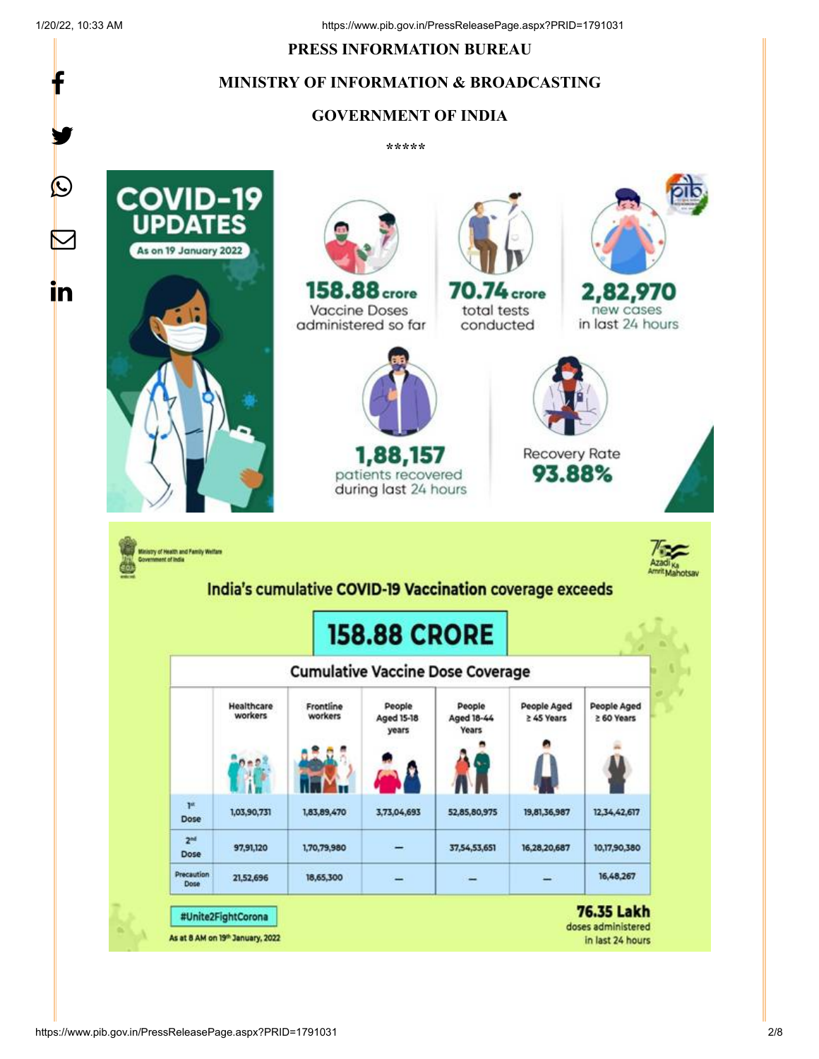**PRESS INFORMATION BUREAU**

**MINISTRY OF INFORMATION & BROADCASTING**

**GOVERNMENT OF INDIA**

\*\*\*\*\*

## COVID-19 UPDATES

As on 19 January 2022

**158.88 crore** Vaccine Doses administered so far

**70.74 crore** total tests conducted

**2,82,970** new cases in last 24 hours

**1,88,157** patients recovered during last 24 hours

Recovery Rate **93.88%**

Ministry of Health and Family Welfare
Government of India

Azadi Ka Amrit Mahotsav

### India's cumulative COVID-19 Vaccination coverage exceeds

## 158.88 CRORE

**Cumulative Vaccine Dose Coverage**

| | Healthcare workers | Frontline workers | People Aged 15-18 years | People Aged 18-44 Years | People Aged ≥ 45 Years | People Aged ≥ 60 Years |
|---|---|---|---|---|---|---|
| 1st Dose | 1,03,90,731 | 1,83,89,470 | 3,73,04,693 | 52,85,80,975 | 19,81,36,987 | 12,34,42,617 |
| 2nd Dose | 97,91,120 | 1,70,79,980 | – | 37,54,53,651 | 16,28,20,687 | 10,17,90,380 |
| Precaution Dose | 21,52,696 | 18,65,300 | – | – | – | 16,48,267 |

#Unite2FightCorona

As at 8 AM on 19th January, 2022

**76.35 Lakh** doses administered in last 24 hours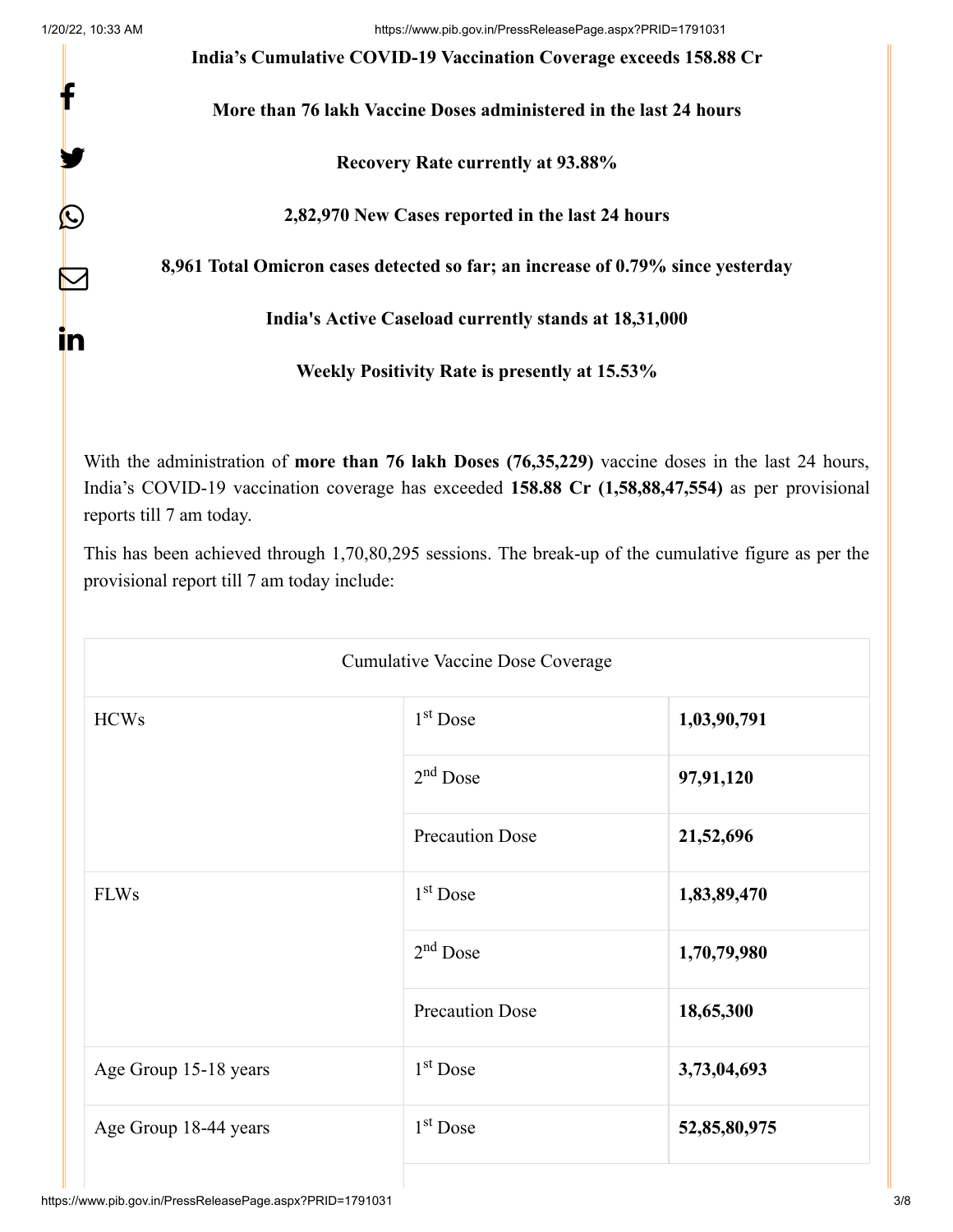**India's Cumulative COVID-19 Vaccination Coverage exceeds 158.88 Cr**

**More than 76 lakh Vaccine Doses administered in the last 24 hours**

**Recovery Rate currently at 93.88%**

**2,82,970 New Cases reported in the last 24 hours**

**8,961 Total Omicron cases detected so far; an increase of 0.79% since yesterday**

**India's Active Caseload currently stands at 18,31,000**

**Weekly Positivity Rate is presently at 15.53%**

With the administration of **more than 76 lakh Doses (76,35,229)** vaccine doses in the last 24 hours, India's COVID-19 vaccination coverage has exceeded **158.88 Cr (1,58,88,47,554)** as per provisional reports till 7 am today.

This has been achieved through 1,70,80,295 sessions. The break-up of the cumulative figure as per the provisional report till 7 am today include:

| Cumulative Vaccine Dose Coverage | | |
|---|---|---|
| HCWs | 1st Dose | **1,03,90,791** |
| | 2nd Dose | **97,91,120** |
| | Precaution Dose | **21,52,696** |
| FLWs | 1st Dose | **1,83,89,470** |
| | 2nd Dose | **1,70,79,980** |
| | Precaution Dose | **18,65,300** |
| Age Group 15-18 years | 1st Dose | **3,73,04,693** |
| Age Group 18-44 years | 1st Dose | **52,85,80,975** |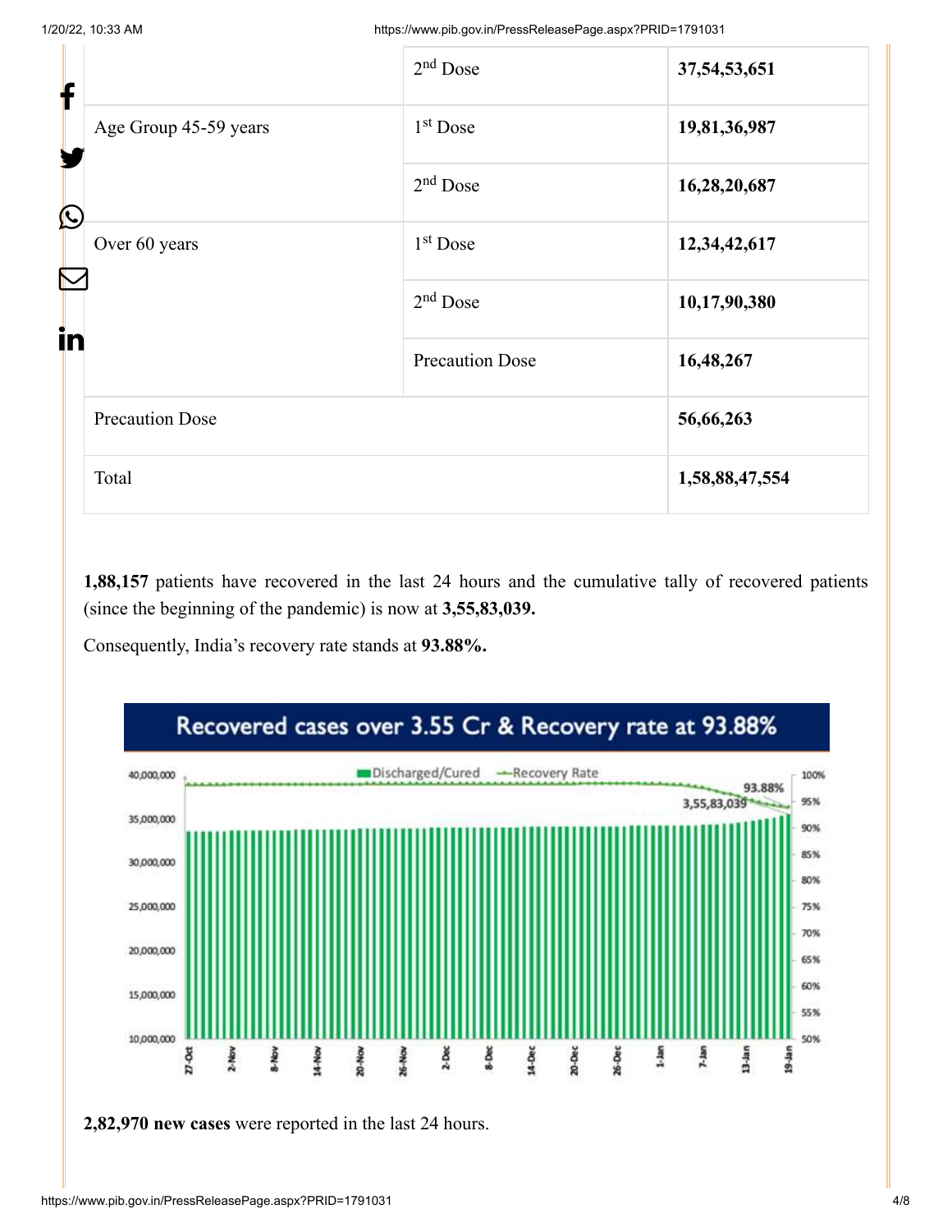| | 2nd Dose | **37,54,53,651** |
|---|---|---|
| Age Group 45-59 years | 1st Dose | **19,81,36,987** |
| | 2nd Dose | **16,28,20,687** |
| Over 60 years | 1st Dose | **12,34,42,617** |
| | 2nd Dose | **10,17,90,380** |
| | Precaution Dose | **16,48,267** |
| Precaution Dose | | **56,66,263** |
| Total | | **1,58,88,47,554** |

**1,88,157** patients have recovered in the last 24 hours and the cumulative tally of recovered patients (since the beginning of the pandemic) is now at **3,55,83,039.**

Consequently, India's recovery rate stands at **93.88%.**

**2,82,970 new cases** were reported in the last 24 hours.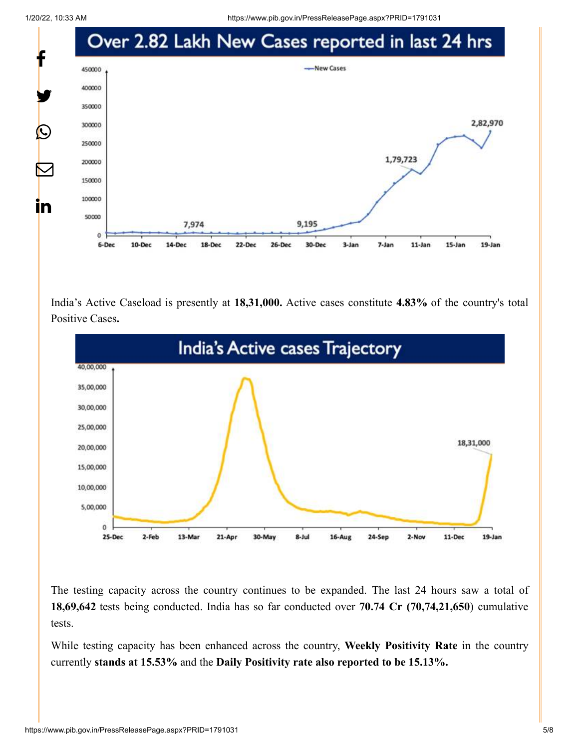Over 2.82 Lakh New Cases reported in last 24 hrs

India's Active Caseload is presently at **18,31,000.** Active cases constitute **4.83%** of the country's total Positive Cases**.**

India's Active cases Trajectory

The testing capacity across the country continues to be expanded. The last 24 hours saw a total of **18,69,642** tests being conducted. India has so far conducted over **70.74 Cr (70,74,21,650**) cumulative tests.

While testing capacity has been enhanced across the country, **Weekly Positivity Rate** in the country currently **stands at 15.53%** and the **Daily Positivity rate also reported to be 15.13%.**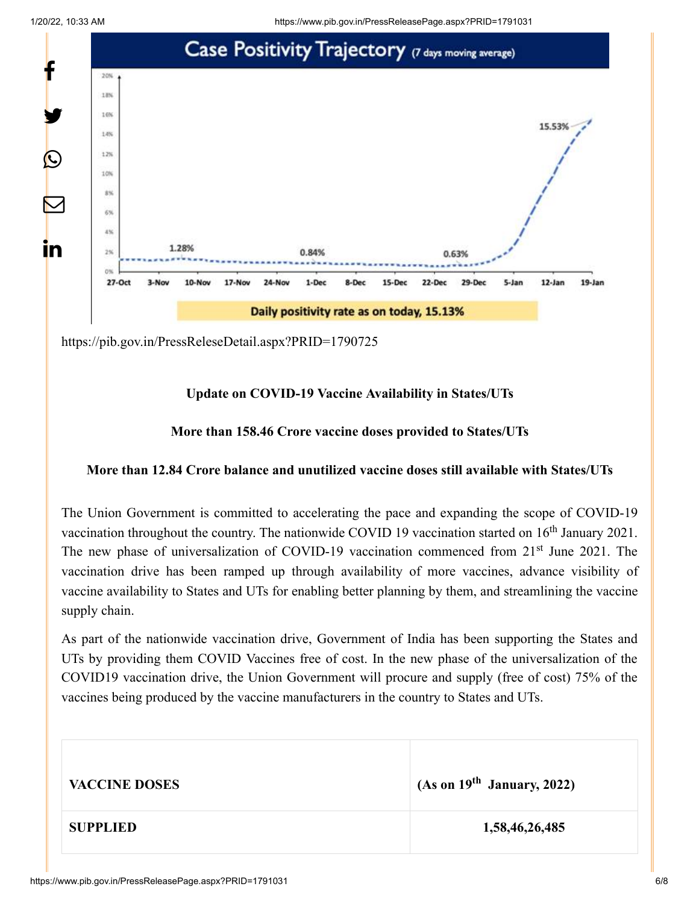Case Positivity Trajectory (7 days moving average)

Daily positivity rate as on today, 15.13%

https://pib.gov.in/PressReleseDetail.aspx?PRID=1790725

**Update on COVID-19 Vaccine Availability in States/UTs**

**More than 158.46 Crore vaccine doses provided to States/UTs**

**More than 12.84 Crore balance and unutilized vaccine doses still available with States/UTs**

The Union Government is committed to accelerating the pace and expanding the scope of COVID-19 vaccination throughout the country. The nationwide COVID 19 vaccination started on 16th January 2021. The new phase of universalization of COVID-19 vaccination commenced from 21st June 2021. The vaccination drive has been ramped up through availability of more vaccines, advance visibility of vaccine availability to States and UTs for enabling better planning by them, and streamlining the vaccine supply chain.

As part of the nationwide vaccination drive, Government of India has been supporting the States and UTs by providing them COVID Vaccines free of cost. In the new phase of the universalization of the COVID19 vaccination drive, the Union Government will procure and supply (free of cost) 75% of the vaccines being produced by the vaccine manufacturers in the country to States and UTs.

| **VACCINE DOSES** | **(As on 19th January, 2022)** |
|---|---|
| **SUPPLIED** | **1,58,46,26,485** |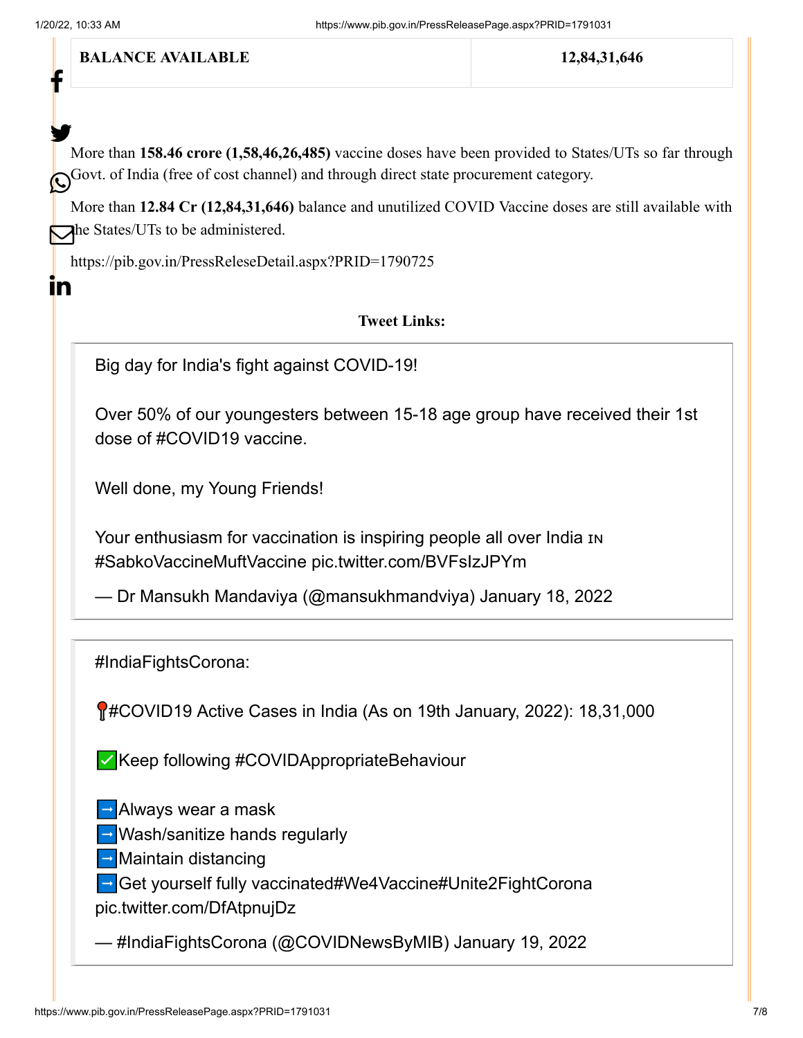| BALANCE AVAILABLE | 12,84,31,646 |
|---|---|

More than **158.46 crore (1,58,46,26,485)** vaccine doses have been provided to States/UTs so far through Govt. of India (free of cost channel) and through direct state procurement category.

More than **12.84 Cr (12,84,31,646)** balance and unutilized COVID Vaccine doses are still available with the States/UTs to be administered.

https://pib.gov.in/PressReleseDetail.aspx?PRID=1790725

**Tweet Links:**

> Big day for India's fight against COVID-19!
>
> Over 50% of our youngesters between 15-18 age group have received their 1st dose of #COVID19 vaccine.
>
> Well done, my Young Friends!
>
> Your enthusiasm for vaccination is inspiring people all over India 🇮🇳 #SabkoVaccineMuftVaccine pic.twitter.com/BVFsIzJPYm
>
> — Dr Mansukh Mandaviya (@mansukhmandviya) January 18, 2022

> #IndiaFightsCorona:
>
> 📍#COVID19 Active Cases in India (As on 19th January, 2022): 18,31,000
>
> ✅Keep following #COVIDAppropriateBehaviour
>
> ➡️Always wear a mask
> ➡️Wash/sanitize hands regularly
> ➡️Maintain distancing
> ➡️Get yourself fully vaccinated#We4Vaccine#Unite2FightCorona pic.twitter.com/DfAtpnujDz
>
> — #IndiaFightsCorona (@COVIDNewsByMIB) January 19, 2022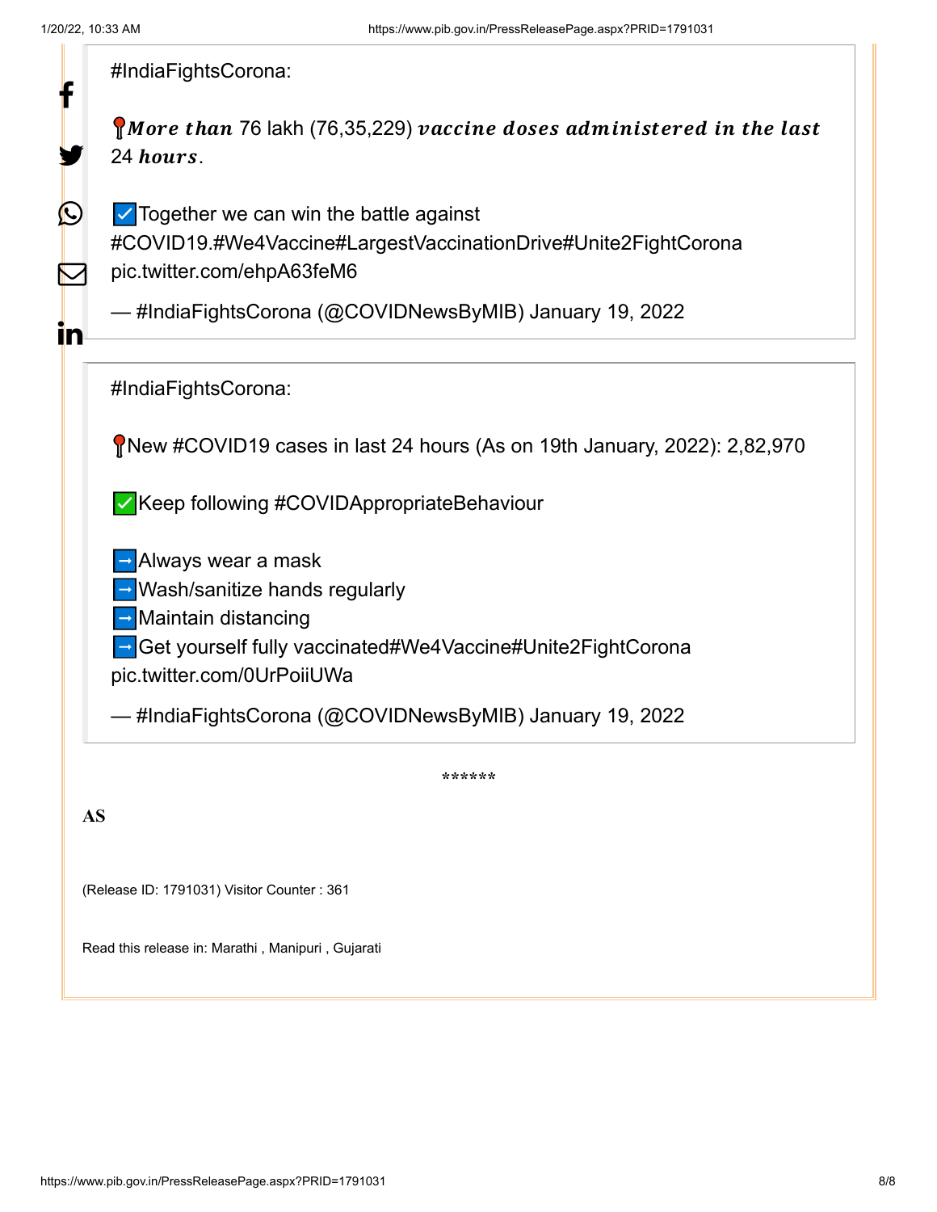#IndiaFightsCorona:

📍***More than*** 76 lakh (76,35,229) ***vaccine doses administered in the last*** 24 ***hours***.

☑️Together we can win the battle against #COVID19.#We4Vaccine#LargestVaccinationDrive#Unite2FightCorona pic.twitter.com/ehpA63feM6

— #IndiaFightsCorona (@COVIDNewsByMIB) January 19, 2022

#IndiaFightsCorona:

📍New #COVID19 cases in last 24 hours (As on 19th January, 2022): 2,82,970

✅Keep following #COVIDAppropriateBehaviour

➡️Always wear a mask
➡️Wash/sanitize hands regularly
➡️Maintain distancing
➡️Get yourself fully vaccinated#We4Vaccine#Unite2FightCorona pic.twitter.com/0UrPoiiUWa

— #IndiaFightsCorona (@COVIDNewsByMIB) January 19, 2022

******

**AS**

(Release ID: 1791031) Visitor Counter : 361

Read this release in: Marathi , Manipuri , Gujarati